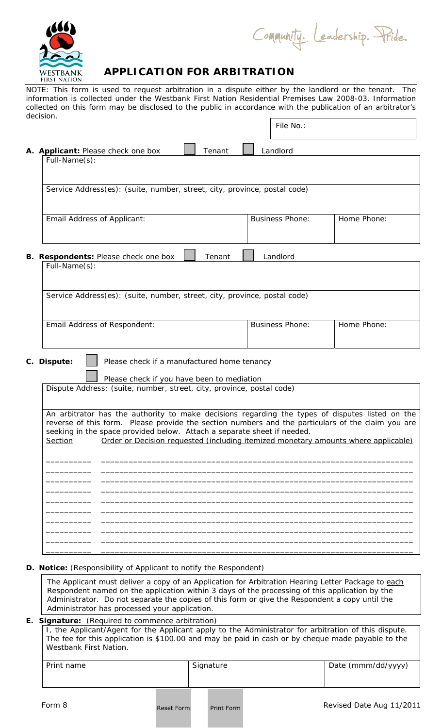WESTBANK FIRST NATION

Community. Leadership. Pride.

# APPLICATION FOR ARBITRATION

NOTE: This form is used to request arbitration in a dispute either by the landlord or the tenant. The information is collected under the Westbank First Nation Residential Premises Law 2008-03. Information collected on this form may be disclosed to the public in accordance with the publication of an arbitrator's decision.

File No.:

**A. Applicant:** Please check one box ☐ Tenant ☐ Landlord

| Full-Name(s): | | |
|---|---|---|
| Service Address(es): (suite, number, street, city, province, postal code) | | |
| Email Address of Applicant: | Business Phone: | Home Phone: |

**B. Respondents:** Please check one box ☐ Tenant ☐ Landlord

| Full-Name(s): | | |
|---|---|---|
| Service Address(es): (suite, number, street, city, province, postal code) | | |
| Email Address of Respondent: | Business Phone: | Home Phone: |

**C. Dispute:** ☐ Please check if a manufactured home tenancy

☐ Please check if you have been to mediation

Dispute Address: (suite, number, street, city, province, postal code)

An arbitrator has the authority to make decisions regarding the types of disputes listed on the reverse of this form. Please provide the section numbers and the particulars of the claim you are seeking in the space provided below. Attach a separate sheet if needed.

Section Order or Decision requested (including itemized monetary amounts where applicable)

| Section | Order or Decision requested (including itemized monetary amounts where applicable) |
|---|---|
| | |
| | |
| | |
| | |
| | |
| | |
| | |
| | |
| | |
| | |

**D. Notice:** (Responsibility of Applicant to notify the Respondent)

The Applicant must deliver a copy of an Application for Arbitration Hearing Letter Package to each Respondent named on the application within 3 days of the processing of this application by the Administrator. Do not separate the copies of this form or give the Respondent a copy until the Administrator has processed your application.

**E. Signature:** (Required to commence arbitration)

I, the Applicant/Agent for the Applicant apply to the Administrator for arbitration of this dispute. The fee for this application is $100.00 and may be paid in cash or by cheque made payable to the Westbank First Nation.

| Print name | Signature | Date (mmm/dd/yyyy) |
|---|---|---|
| | | |

Form 8 Reset Form Print Form Revised Date Aug 11/2011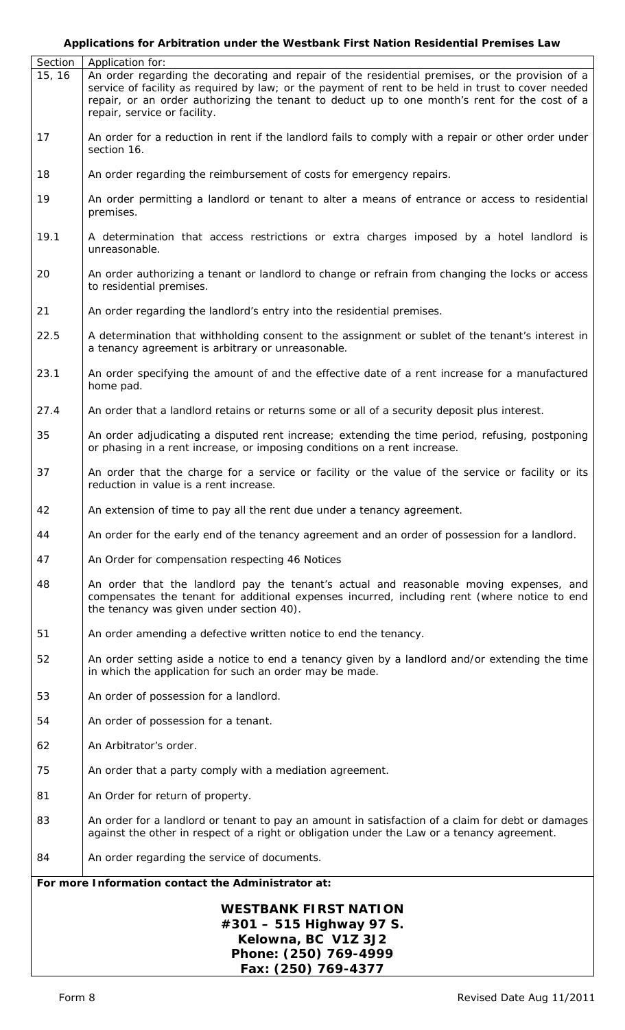## Applications for Arbitration under the Westbank First Nation Residential Premises Law

| Section | Application for: |
| --- | --- |
| 15, 16 | An order regarding the decorating and repair of the residential premises, or the provision of a service of facility as required by law; or the payment of rent to be held in trust to cover needed repair, or an order authorizing the tenant to deduct up to one month's rent for the cost of a repair, service or facility. |
| 17 | An order for a reduction in rent if the landlord fails to comply with a repair or other order under section 16. |
| 18 | An order regarding the reimbursement of costs for emergency repairs. |
| 19 | An order permitting a landlord or tenant to alter a means of entrance or access to residential premises. |
| 19.1 | A determination that access restrictions or extra charges imposed by a hotel landlord is unreasonable. |
| 20 | An order authorizing a tenant or landlord to change or refrain from changing the locks or access to residential premises. |
| 21 | An order regarding the landlord's entry into the residential premises. |
| 22.5 | A determination that withholding consent to the assignment or sublet of the tenant's interest in a tenancy agreement is arbitrary or unreasonable. |
| 23.1 | An order specifying the amount of and the effective date of a rent increase for a manufactured home pad. |
| 27.4 | An order that a landlord retains or returns some or all of a security deposit plus interest. |
| 35 | An order adjudicating a disputed rent increase; extending the time period, refusing, postponing or phasing in a rent increase, or imposing conditions on a rent increase. |
| 37 | An order that the charge for a service or facility or the value of the service or facility or its reduction in value is a rent increase. |
| 42 | An extension of time to pay all the rent due under a tenancy agreement. |
| 44 | An order for the early end of the tenancy agreement and an order of possession for a landlord. |
| 47 | An Order for compensation respecting 46 Notices |
| 48 | An order that the landlord pay the tenant's actual and reasonable moving expenses, and compensates the tenant for additional expenses incurred, including rent (where notice to end the tenancy was given under section 40). |
| 51 | An order amending a defective written notice to end the tenancy. |
| 52 | An order setting aside a notice to end a tenancy given by a landlord and/or extending the time in which the application for such an order may be made. |
| 53 | An order of possession for a landlord. |
| 54 | An order of possession for a tenant. |
| 62 | An Arbitrator's order. |
| 75 | An order that a party comply with a mediation agreement. |
| 81 | An Order for return of property. |
| 83 | An order for a landlord or tenant to pay an amount in satisfaction of a claim for debt or damages against the other in respect of a right or obligation under the Law or a tenancy agreement. |
| 84 | An order regarding the service of documents. |

**For more Information contact the Administrator at:**

**WESTBANK FIRST NATION**
**#301 – 515 Highway 97 S.**
**Kelowna, BC V1Z 3J2**
**Phone: (250) 769-4999**
**Fax: (250) 769-4377**

Form 8 Revised Date Aug 11/2011